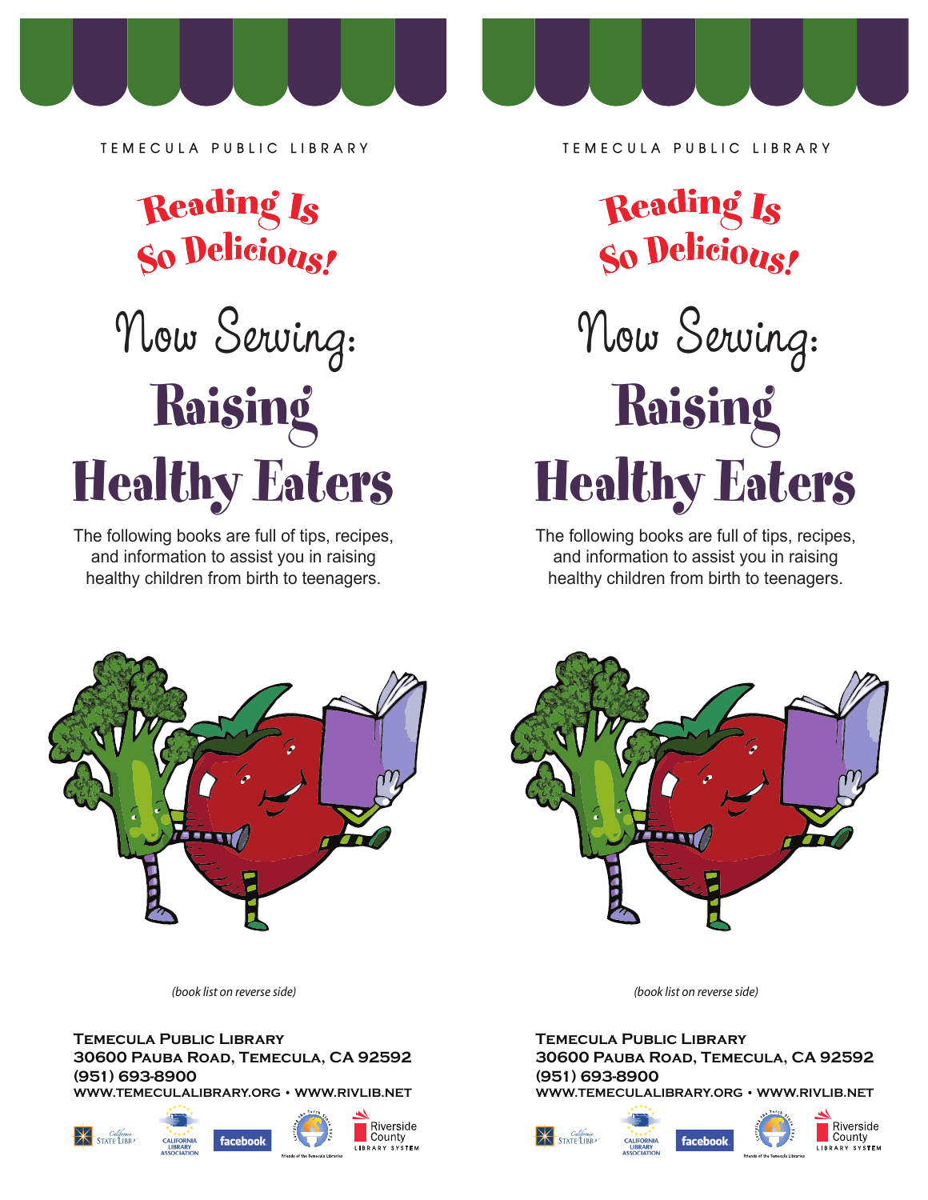TEMECULA PUBLIC LIBRARY

# Reading Is So Delicious!

## Now Serving: Raising Healthy Eaters

The following books are full of tips, recipes, and information to assist you in raising healthy children from birth to teenagers.

*(book list on reverse side)*

**Temecula Public Library**
**30600 Pauba Road, Temecula, CA 92592**
**(951) 693-8900**
**WWW.TEMECULALIBRARY.ORG • WWW.RIVLIB.NET**

California State Library • California Library Association • facebook • Friends of the Temecula Libraries • Riverside County Library System

TEMECULA PUBLIC LIBRARY

# Reading Is So Delicious!

## Now Serving: Raising Healthy Eaters

The following books are full of tips, recipes, and information to assist you in raising healthy children from birth to teenagers.

*(book list on reverse side)*

**Temecula Public Library**
**30600 Pauba Road, Temecula, CA 92592**
**(951) 693-8900**
**WWW.TEMECULALIBRARY.ORG • WWW.RIVLIB.NET**

California State Library • California Library Association • facebook • Friends of the Temecula Libraries • Riverside County Library System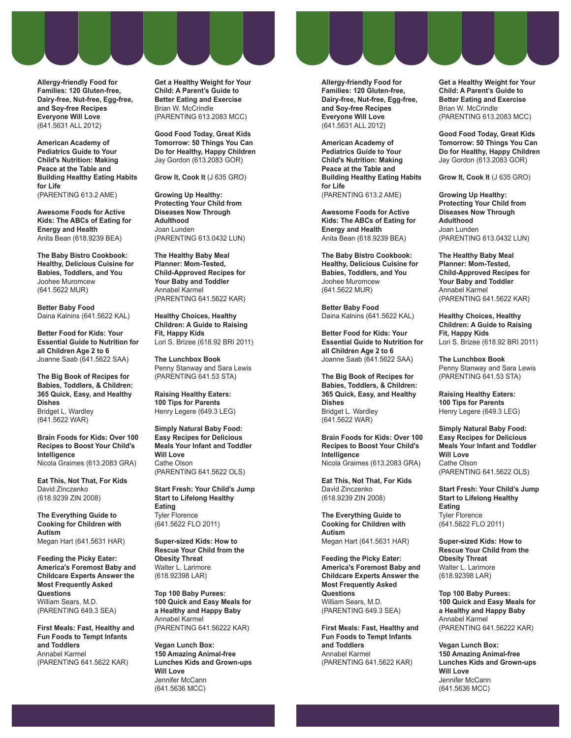**Allergy-friendly Food for Families: 120 Gluten-free, Dairy-free, Nut-free, Egg-free, and Soy-free Recipes Everyone Will Love**
(641.5631 ALL 2012)

**American Academy of Pediatrics Guide to Your Child's Nutrition: Making Peace at the Table and Building Healthy Eating Habits for Life**
(PARENTING 613.2 AME)

**Awesome Foods for Active Kids: The ABCs of Eating for Energy and Health**
Anita Bean (618.9239 BEA)

**The Baby Bistro Cookbook: Healthy, Delicious Cuisine for Babies, Toddlers, and You**
Joohee Muromcew
(641.5622 MUR)

**Better Baby Food**
Daina Kalnins (641.5622 KAL)

**Better Food for Kids: Your Essential Guide to Nutrition for all Children Age 2 to 6**
Joanne Saab (641.5622 SAA)

**The Big Book of Recipes for Babies, Toddlers, & Children: 365 Quick, Easy, and Healthy Dishes**
Bridget L. Wardley
(641.5622 WAR)

**Brain Foods for Kids: Over 100 Recipes to Boost Your Child's Intelligence**
Nicola Graimes (613.2083 GRA)

**Eat This, Not That, For Kids**
David Zinczenko
(618.9239 ZIN 2008)

**The Everything Guide to Cooking for Children with Autism**
Megan Hart (641.5631 HAR)

**Feeding the Picky Eater: America's Foremost Baby and Childcare Experts Answer the Most Frequently Asked Questions**
William Sears, M.D.
(PARENTING 649.3 SEA)

**First Meals: Fast, Healthy and Fun Foods to Tempt Infants and Toddlers**
Annabel Karmel
(PARENTING 641.5622 KAR)

**Get a Healthy Weight for Your Child: A Parent's Guide to Better Eating and Exercise**
Brian W. McCrindle
(PARENTING 613.2083 MCC)

**Good Food Today, Great Kids Tomorrow: 50 Things You Can Do for Healthy, Happy Children**
Jay Gordon (613.2083 GOR)

**Grow It, Cook It** (J 635 GRO)

**Growing Up Healthy: Protecting Your Child from Diseases Now Through Adulthood**
Joan Lunden
(PARENTING 613.0432 LUN)

**The Healthy Baby Meal Planner: Mom-Tested, Child-Approved Recipes for Your Baby and Toddler**
Annabel Karmel
(PARENTING 641.5622 KAR)

**Healthy Choices, Healthy Children: A Guide to Raising Fit, Happy Kids**
Lori S. Brizee (618.92 BRI 2011)

**The Lunchbox Book**
Penny Stanway and Sara Lewis
(PARENTING 641.53 STA)

**Raising Healthy Eaters: 100 Tips for Parents**
Henry Legere (649.3 LEG)

**Simply Natural Baby Food: Easy Recipes for Delicious Meals Your Infant and Toddler Will Love**
Cathe Olson
(PARENTING 641.5622 OLS)

**Start Fresh: Your Child's Jump Start to Lifelong Healthy Eating**
Tyler Florence
(641.5622 FLO 2011)

**Super-sized Kids: How to Rescue Your Child from the Obesity Threat**
Walter L. Larimore
(618.92398 LAR)

**Top 100 Baby Purees: 100 Quick and Easy Meals for a Healthy and Happy Baby**
Annabel Karmel
(PARENTING 641.56222 KAR)

**Vegan Lunch Box: 150 Amazing Animal-free Lunches Kids and Grown-ups Will Love**
Jennifer McCann
(641.5636 MCC)

**Allergy-friendly Food for Families: 120 Gluten-free, Dairy-free, Nut-free, Egg-free, and Soy-free Recipes Everyone Will Love**
(641.5631 ALL 2012)

**American Academy of Pediatrics Guide to Your Child's Nutrition: Making Peace at the Table and Building Healthy Eating Habits for Life**
(PARENTING 613.2 AME)

**Awesome Foods for Active Kids: The ABCs of Eating for Energy and Health**
Anita Bean (618.9239 BEA)

**The Baby Bistro Cookbook: Healthy, Delicious Cuisine for Babies, Toddlers, and You**
Joohee Muromcew
(641.5622 MUR)

**Better Baby Food**
Daina Kalnins (641.5622 KAL)

**Better Food for Kids: Your Essential Guide to Nutrition for all Children Age 2 to 6**
Joanne Saab (641.5622 SAA)

**The Big Book of Recipes for Babies, Toddlers, & Children: 365 Quick, Easy, and Healthy Dishes**
Bridget L. Wardley
(641.5622 WAR)

**Brain Foods for Kids: Over 100 Recipes to Boost Your Child's Intelligence**
Nicola Graimes (613.2083 GRA)

**Eat This, Not That, For Kids**
David Zinczenko
(618.9239 ZIN 2008)

**The Everything Guide to Cooking for Children with Autism**
Megan Hart (641.5631 HAR)

**Feeding the Picky Eater: America's Foremost Baby and Childcare Experts Answer the Most Frequently Asked Questions**
William Sears, M.D.
(PARENTING 649.3 SEA)

**First Meals: Fast, Healthy and Fun Foods to Tempt Infants and Toddlers**
Annabel Karmel
(PARENTING 641.5622 KAR)

**Get a Healthy Weight for Your Child: A Parent's Guide to Better Eating and Exercise**
Brian W. McCrindle
(PARENTING 613.2083 MCC)

**Good Food Today, Great Kids Tomorrow: 50 Things You Can Do for Healthy, Happy Children**
Jay Gordon (613.2083 GOR)

**Grow It, Cook It** (J 635 GRO)

**Growing Up Healthy: Protecting Your Child from Diseases Now Through Adulthood**
Joan Lunden
(PARENTING 613.0432 LUN)

**The Healthy Baby Meal Planner: Mom-Tested, Child-Approved Recipes for Your Baby and Toddler**
Annabel Karmel
(PARENTING 641.5622 KAR)

**Healthy Choices, Healthy Children: A Guide to Raising Fit, Happy Kids**
Lori S. Brizee (618.92 BRI 2011)

**The Lunchbox Book**
Penny Stanway and Sara Lewis
(PARENTING 641.53 STA)

**Raising Healthy Eaters: 100 Tips for Parents**
Henry Legere (649.3 LEG)

**Simply Natural Baby Food: Easy Recipes for Delicious Meals Your Infant and Toddler Will Love**
Cathe Olson
(PARENTING 641.5622 OLS)

**Start Fresh: Your Child's Jump Start to Lifelong Healthy Eating**
Tyler Florence
(641.5622 FLO 2011)

**Super-sized Kids: How to Rescue Your Child from the Obesity Threat**
Walter L. Larimore
(618.92398 LAR)

**Top 100 Baby Purees: 100 Quick and Easy Meals for a Healthy and Happy Baby**
Annabel Karmel
(PARENTING 641.56222 KAR)

**Vegan Lunch Box: 150 Amazing Animal-free Lunches Kids and Grown-ups Will Love**
Jennifer McCann
(641.5636 MCC)